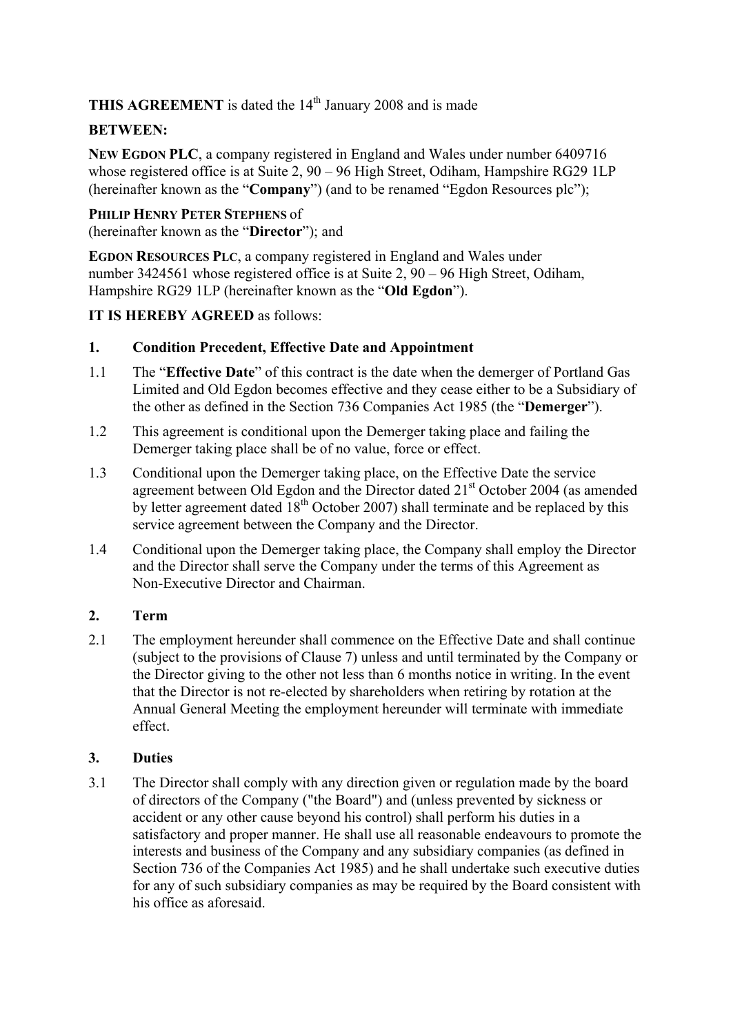**THIS AGREEMENT** is dated the 14th January 2008 and is made

**BETWEEN:**

**NEW EGDON PLC**, a company registered in England and Wales under number 6409716 whose registered office is at Suite 2, 90 – 96 High Street, Odiham, Hampshire RG29 1LP (hereinafter known as the "**Company**") (and to be renamed "Egdon Resources plc");

**PHILIP HENRY PETER STEPHENS** of
(hereinafter known as the "**Director**"); and

**EGDON RESOURCES PLC**, a company registered in England and Wales under number 3424561 whose registered office is at Suite 2, 90 – 96 High Street, Odiham, Hampshire RG29 1LP (hereinafter known as the "**Old Egdon**").

**IT IS HEREBY AGREED** as follows:

## 1. Condition Precedent, Effective Date and Appointment

1.1 The "**Effective Date**" of this contract is the date when the demerger of Portland Gas Limited and Old Egdon becomes effective and they cease either to be a Subsidiary of the other as defined in the Section 736 Companies Act 1985 (the "**Demerger**").

1.2 This agreement is conditional upon the Demerger taking place and failing the Demerger taking place shall be of no value, force or effect.

1.3 Conditional upon the Demerger taking place, on the Effective Date the service agreement between Old Egdon and the Director dated 21st October 2004 (as amended by letter agreement dated 18th October 2007) shall terminate and be replaced by this service agreement between the Company and the Director.

1.4 Conditional upon the Demerger taking place, the Company shall employ the Director and the Director shall serve the Company under the terms of this Agreement as Non-Executive Director and Chairman.

## 2. Term

2.1 The employment hereunder shall commence on the Effective Date and shall continue (subject to the provisions of Clause 7) unless and until terminated by the Company or the Director giving to the other not less than 6 months notice in writing. In the event that the Director is not re-elected by shareholders when retiring by rotation at the Annual General Meeting the employment hereunder will terminate with immediate effect.

## 3. Duties

3.1 The Director shall comply with any direction given or regulation made by the board of directors of the Company ("the Board") and (unless prevented by sickness or accident or any other cause beyond his control) shall perform his duties in a satisfactory and proper manner. He shall use all reasonable endeavours to promote the interests and business of the Company and any subsidiary companies (as defined in Section 736 of the Companies Act 1985) and he shall undertake such executive duties for any of such subsidiary companies as may be required by the Board consistent with his office as aforesaid.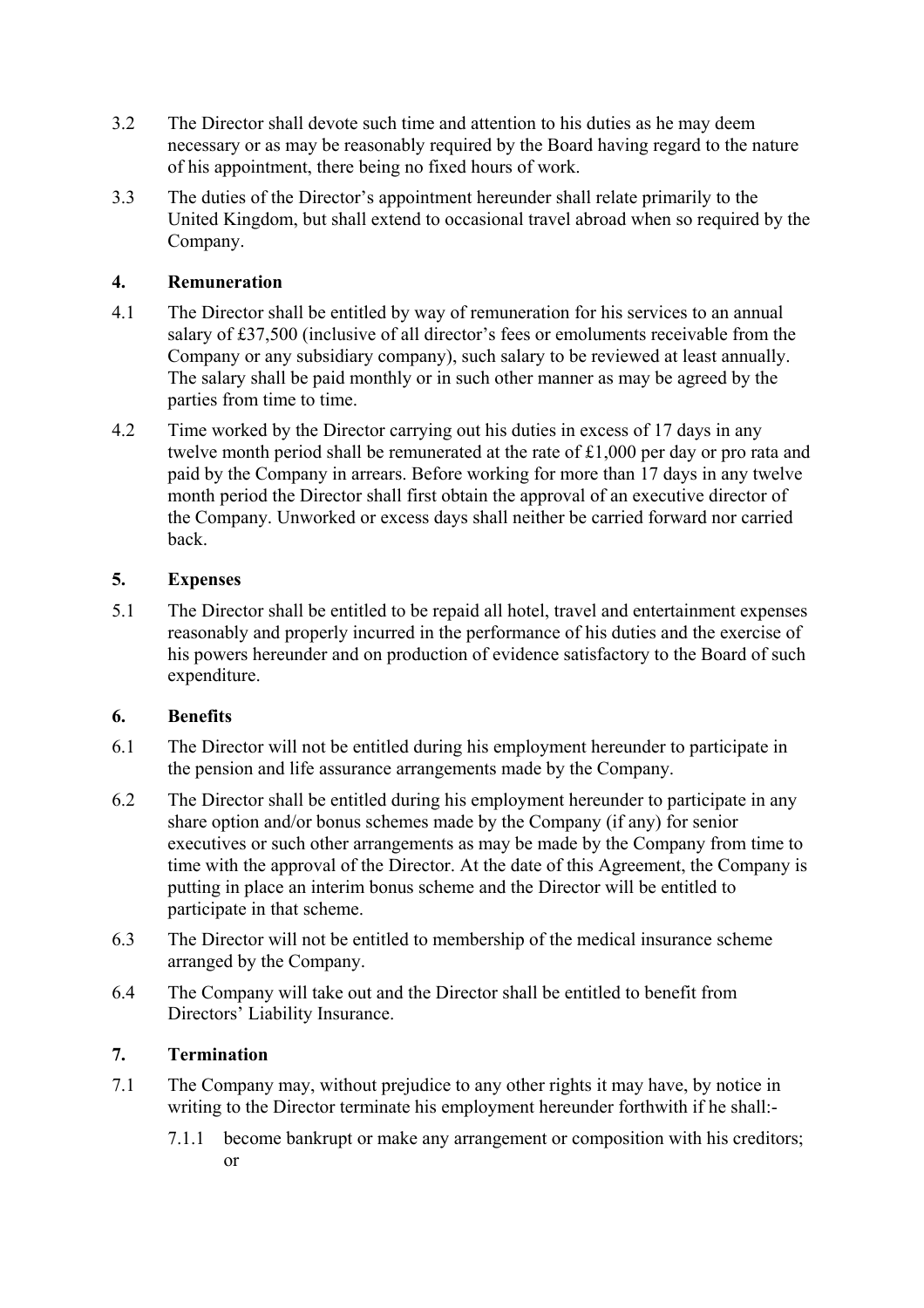3.2 The Director shall devote such time and attention to his duties as he may deem necessary or as may be reasonably required by the Board having regard to the nature of his appointment, there being no fixed hours of work.

3.3 The duties of the Director's appointment hereunder shall relate primarily to the United Kingdom, but shall extend to occasional travel abroad when so required by the Company.

## 4. Remuneration

4.1 The Director shall be entitled by way of remuneration for his services to an annual salary of £37,500 (inclusive of all director's fees or emoluments receivable from the Company or any subsidiary company), such salary to be reviewed at least annually. The salary shall be paid monthly or in such other manner as may be agreed by the parties from time to time.

4.2 Time worked by the Director carrying out his duties in excess of 17 days in any twelve month period shall be remunerated at the rate of £1,000 per day or pro rata and paid by the Company in arrears. Before working for more than 17 days in any twelve month period the Director shall first obtain the approval of an executive director of the Company. Unworked or excess days shall neither be carried forward nor carried back.

## 5. Expenses

5.1 The Director shall be entitled to be repaid all hotel, travel and entertainment expenses reasonably and properly incurred in the performance of his duties and the exercise of his powers hereunder and on production of evidence satisfactory to the Board of such expenditure.

## 6. Benefits

6.1 The Director will not be entitled during his employment hereunder to participate in the pension and life assurance arrangements made by the Company.

6.2 The Director shall be entitled during his employment hereunder to participate in any share option and/or bonus schemes made by the Company (if any) for senior executives or such other arrangements as may be made by the Company from time to time with the approval of the Director. At the date of this Agreement, the Company is putting in place an interim bonus scheme and the Director will be entitled to participate in that scheme.

6.3 The Director will not be entitled to membership of the medical insurance scheme arranged by the Company.

6.4 The Company will take out and the Director shall be entitled to benefit from Directors' Liability Insurance.

## 7. Termination

7.1 The Company may, without prejudice to any other rights it may have, by notice in writing to the Director terminate his employment hereunder forthwith if he shall:-

7.1.1 become bankrupt or make any arrangement or composition with his creditors; or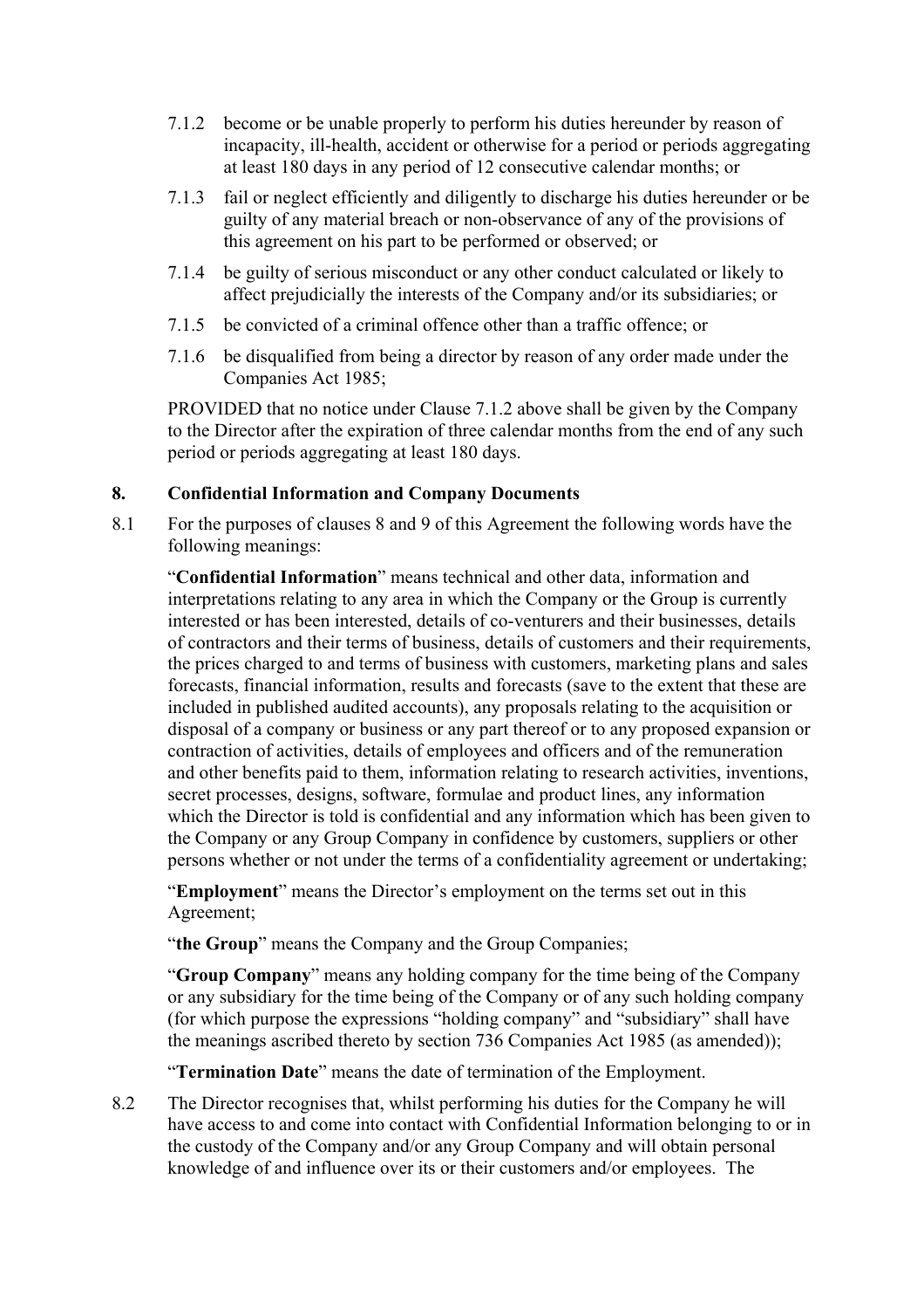7.1.2 become or be unable properly to perform his duties hereunder by reason of incapacity, ill-health, accident or otherwise for a period or periods aggregating at least 180 days in any period of 12 consecutive calendar months; or

7.1.3 fail or neglect efficiently and diligently to discharge his duties hereunder or be guilty of any material breach or non-observance of any of the provisions of this agreement on his part to be performed or observed; or

7.1.4 be guilty of serious misconduct or any other conduct calculated or likely to affect prejudicially the interests of the Company and/or its subsidiaries; or

7.1.5 be convicted of a criminal offence other than a traffic offence; or

7.1.6 be disqualified from being a director by reason of any order made under the Companies Act 1985;

PROVIDED that no notice under Clause 7.1.2 above shall be given by the Company to the Director after the expiration of three calendar months from the end of any such period or periods aggregating at least 180 days.

## 8. Confidential Information and Company Documents

8.1 For the purposes of clauses 8 and 9 of this Agreement the following words have the following meanings:

"**Confidential Information**" means technical and other data, information and interpretations relating to any area in which the Company or the Group is currently interested or has been interested, details of co-venturers and their businesses, details of contractors and their terms of business, details of customers and their requirements, the prices charged to and terms of business with customers, marketing plans and sales forecasts, financial information, results and forecasts (save to the extent that these are included in published audited accounts), any proposals relating to the acquisition or disposal of a company or business or any part thereof or to any proposed expansion or contraction of activities, details of employees and officers and of the remuneration and other benefits paid to them, information relating to research activities, inventions, secret processes, designs, software, formulae and product lines, any information which the Director is told is confidential and any information which has been given to the Company or any Group Company in confidence by customers, suppliers or other persons whether or not under the terms of a confidentiality agreement or undertaking;

"**Employment**" means the Director's employment on the terms set out in this Agreement;

"**the Group**" means the Company and the Group Companies;

"**Group Company**" means any holding company for the time being of the Company or any subsidiary for the time being of the Company or of any such holding company (for which purpose the expressions "holding company" and "subsidiary" shall have the meanings ascribed thereto by section 736 Companies Act 1985 (as amended));

"**Termination Date**" means the date of termination of the Employment.

8.2 The Director recognises that, whilst performing his duties for the Company he will have access to and come into contact with Confidential Information belonging to or in the custody of the Company and/or any Group Company and will obtain personal knowledge of and influence over its or their customers and/or employees. The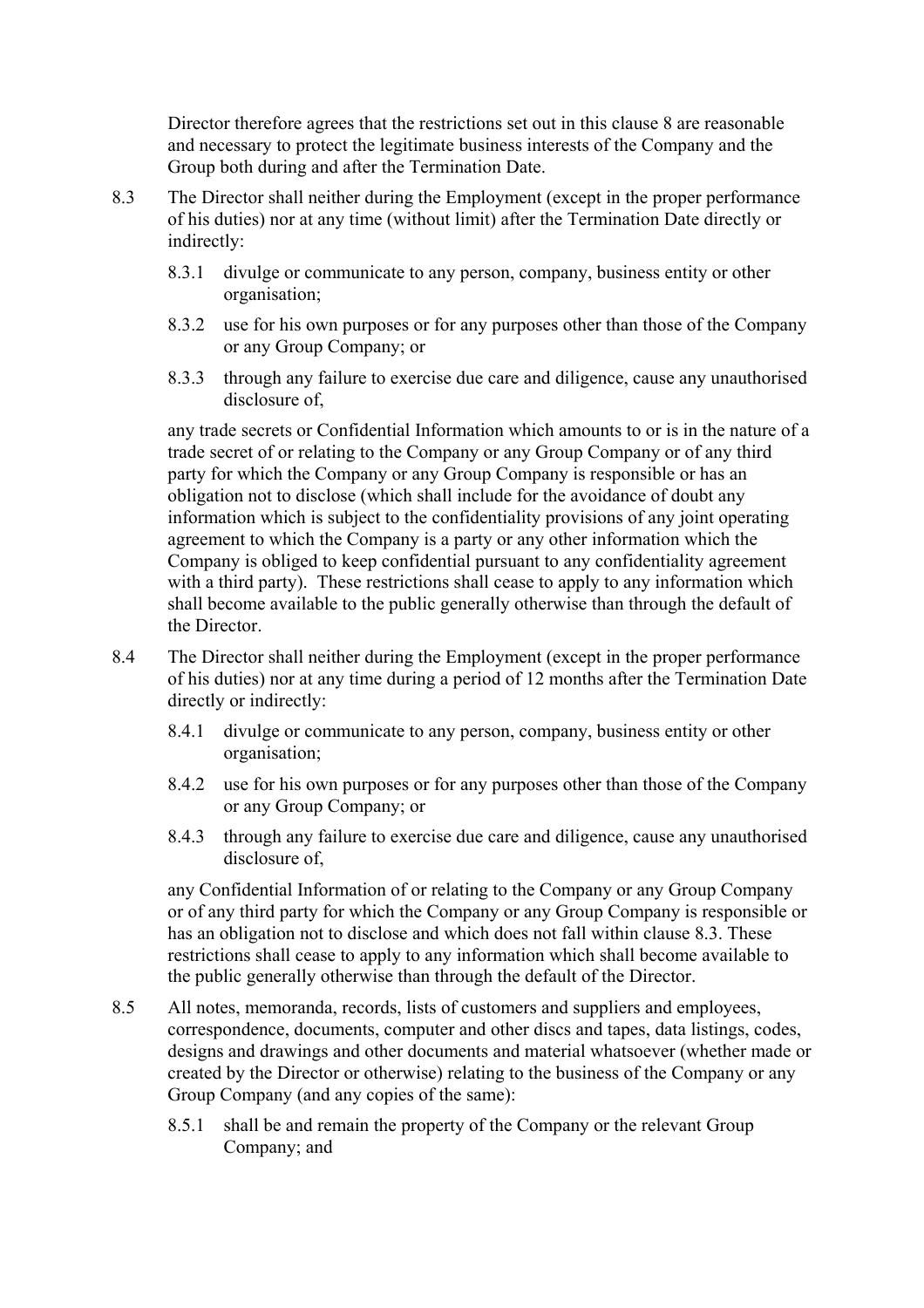Director therefore agrees that the restrictions set out in this clause 8 are reasonable and necessary to protect the legitimate business interests of the Company and the Group both during and after the Termination Date.

8.3 The Director shall neither during the Employment (except in the proper performance of his duties) nor at any time (without limit) after the Termination Date directly or indirectly:

8.3.1 divulge or communicate to any person, company, business entity or other organisation;

8.3.2 use for his own purposes or for any purposes other than those of the Company or any Group Company; or

8.3.3 through any failure to exercise due care and diligence, cause any unauthorised disclosure of,

any trade secrets or Confidential Information which amounts to or is in the nature of a trade secret of or relating to the Company or any Group Company or of any third party for which the Company or any Group Company is responsible or has an obligation not to disclose (which shall include for the avoidance of doubt any information which is subject to the confidentiality provisions of any joint operating agreement to which the Company is a party or any other information which the Company is obliged to keep confidential pursuant to any confidentiality agreement with a third party). These restrictions shall cease to apply to any information which shall become available to the public generally otherwise than through the default of the Director.

8.4 The Director shall neither during the Employment (except in the proper performance of his duties) nor at any time during a period of 12 months after the Termination Date directly or indirectly:

8.4.1 divulge or communicate to any person, company, business entity or other organisation;

8.4.2 use for his own purposes or for any purposes other than those of the Company or any Group Company; or

8.4.3 through any failure to exercise due care and diligence, cause any unauthorised disclosure of,

any Confidential Information of or relating to the Company or any Group Company or of any third party for which the Company or any Group Company is responsible or has an obligation not to disclose and which does not fall within clause 8.3. These restrictions shall cease to apply to any information which shall become available to the public generally otherwise than through the default of the Director.

8.5 All notes, memoranda, records, lists of customers and suppliers and employees, correspondence, documents, computer and other discs and tapes, data listings, codes, designs and drawings and other documents and material whatsoever (whether made or created by the Director or otherwise) relating to the business of the Company or any Group Company (and any copies of the same):

8.5.1 shall be and remain the property of the Company or the relevant Group Company; and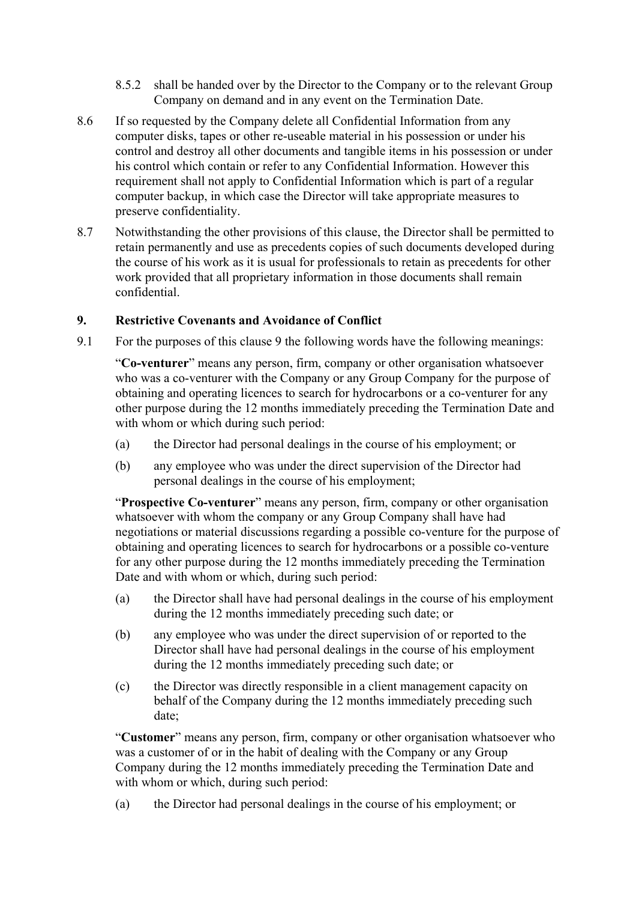8.5.2 shall be handed over by the Director to the Company or to the relevant Group Company on demand and in any event on the Termination Date.

8.6 If so requested by the Company delete all Confidential Information from any computer disks, tapes or other re-useable material in his possession or under his control and destroy all other documents and tangible items in his possession or under his control which contain or refer to any Confidential Information. However this requirement shall not apply to Confidential Information which is part of a regular computer backup, in which case the Director will take appropriate measures to preserve confidentiality.

8.7 Notwithstanding the other provisions of this clause, the Director shall be permitted to retain permanently and use as precedents copies of such documents developed during the course of his work as it is usual for professionals to retain as precedents for other work provided that all proprietary information in those documents shall remain confidential.

## 9. Restrictive Covenants and Avoidance of Conflict

9.1 For the purposes of this clause 9 the following words have the following meanings:

"**Co-venturer**" means any person, firm, company or other organisation whatsoever who was a co-venturer with the Company or any Group Company for the purpose of obtaining and operating licences to search for hydrocarbons or a co-venturer for any other purpose during the 12 months immediately preceding the Termination Date and with whom or which during such period:

(a) the Director had personal dealings in the course of his employment; or

(b) any employee who was under the direct supervision of the Director had personal dealings in the course of his employment;

"**Prospective Co-venturer**" means any person, firm, company or other organisation whatsoever with whom the company or any Group Company shall have had negotiations or material discussions regarding a possible co-venture for the purpose of obtaining and operating licences to search for hydrocarbons or a possible co-venture for any other purpose during the 12 months immediately preceding the Termination Date and with whom or which, during such period:

(a) the Director shall have had personal dealings in the course of his employment during the 12 months immediately preceding such date; or

(b) any employee who was under the direct supervision of or reported to the Director shall have had personal dealings in the course of his employment during the 12 months immediately preceding such date; or

(c) the Director was directly responsible in a client management capacity on behalf of the Company during the 12 months immediately preceding such date;

"**Customer**" means any person, firm, company or other organisation whatsoever who was a customer of or in the habit of dealing with the Company or any Group Company during the 12 months immediately preceding the Termination Date and with whom or which, during such period:

(a) the Director had personal dealings in the course of his employment; or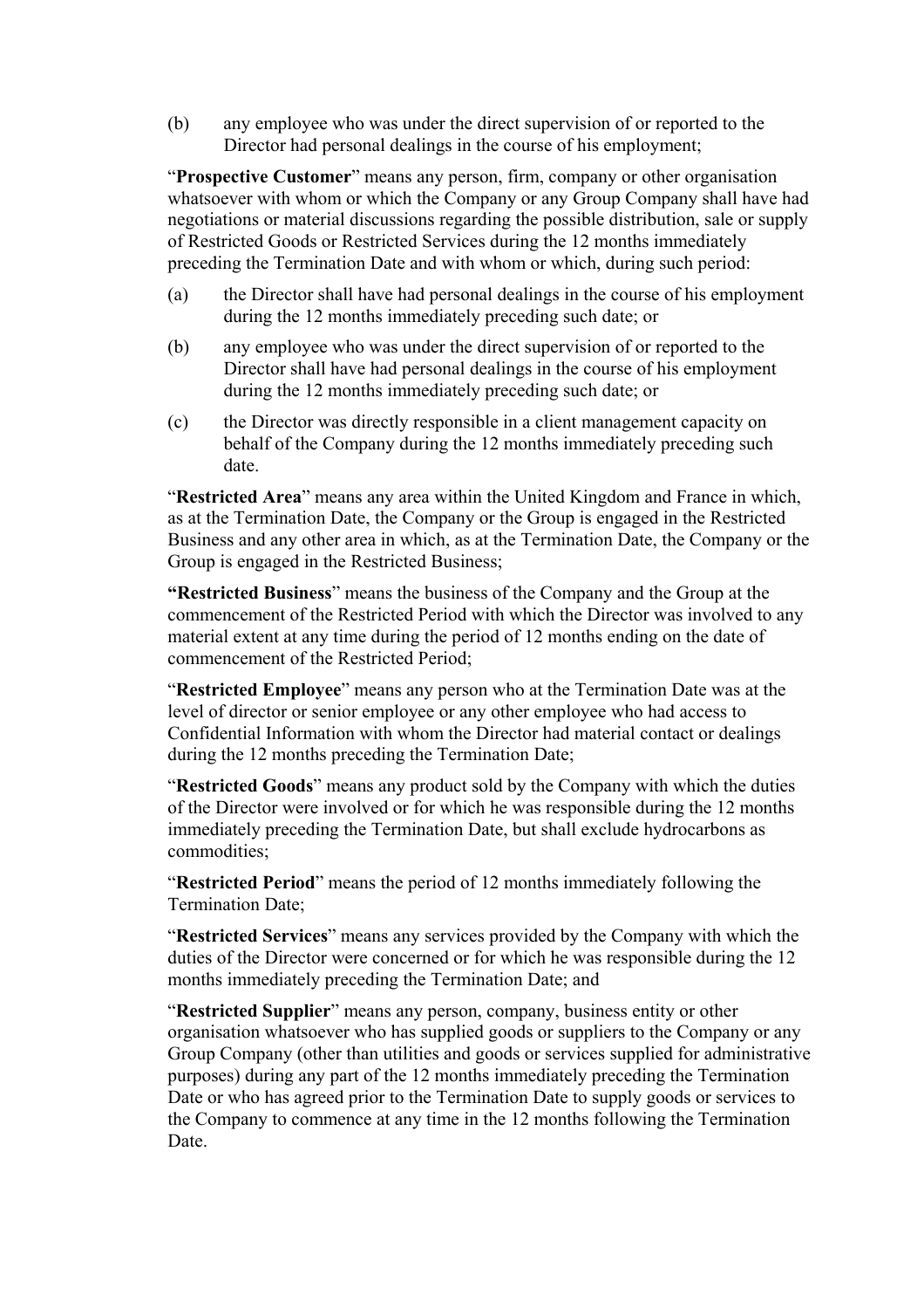(b) any employee who was under the direct supervision of or reported to the Director had personal dealings in the course of his employment;

"**Prospective Customer**" means any person, firm, company or other organisation whatsoever with whom or which the Company or any Group Company shall have had negotiations or material discussions regarding the possible distribution, sale or supply of Restricted Goods or Restricted Services during the 12 months immediately preceding the Termination Date and with whom or which, during such period:

(a) the Director shall have had personal dealings in the course of his employment during the 12 months immediately preceding such date; or

(b) any employee who was under the direct supervision of or reported to the Director shall have had personal dealings in the course of his employment during the 12 months immediately preceding such date; or

(c) the Director was directly responsible in a client management capacity on behalf of the Company during the 12 months immediately preceding such date.

"**Restricted Area**" means any area within the United Kingdom and France in which, as at the Termination Date, the Company or the Group is engaged in the Restricted Business and any other area in which, as at the Termination Date, the Company or the Group is engaged in the Restricted Business;

**"Restricted Business**" means the business of the Company and the Group at the commencement of the Restricted Period with which the Director was involved to any material extent at any time during the period of 12 months ending on the date of commencement of the Restricted Period;

"**Restricted Employee**" means any person who at the Termination Date was at the level of director or senior employee or any other employee who had access to Confidential Information with whom the Director had material contact or dealings during the 12 months preceding the Termination Date;

"**Restricted Goods**" means any product sold by the Company with which the duties of the Director were involved or for which he was responsible during the 12 months immediately preceding the Termination Date, but shall exclude hydrocarbons as commodities;

"**Restricted Period**" means the period of 12 months immediately following the Termination Date;

"**Restricted Services**" means any services provided by the Company with which the duties of the Director were concerned or for which he was responsible during the 12 months immediately preceding the Termination Date; and

"**Restricted Supplier**" means any person, company, business entity or other organisation whatsoever who has supplied goods or suppliers to the Company or any Group Company (other than utilities and goods or services supplied for administrative purposes) during any part of the 12 months immediately preceding the Termination Date or who has agreed prior to the Termination Date to supply goods or services to the Company to commence at any time in the 12 months following the Termination Date.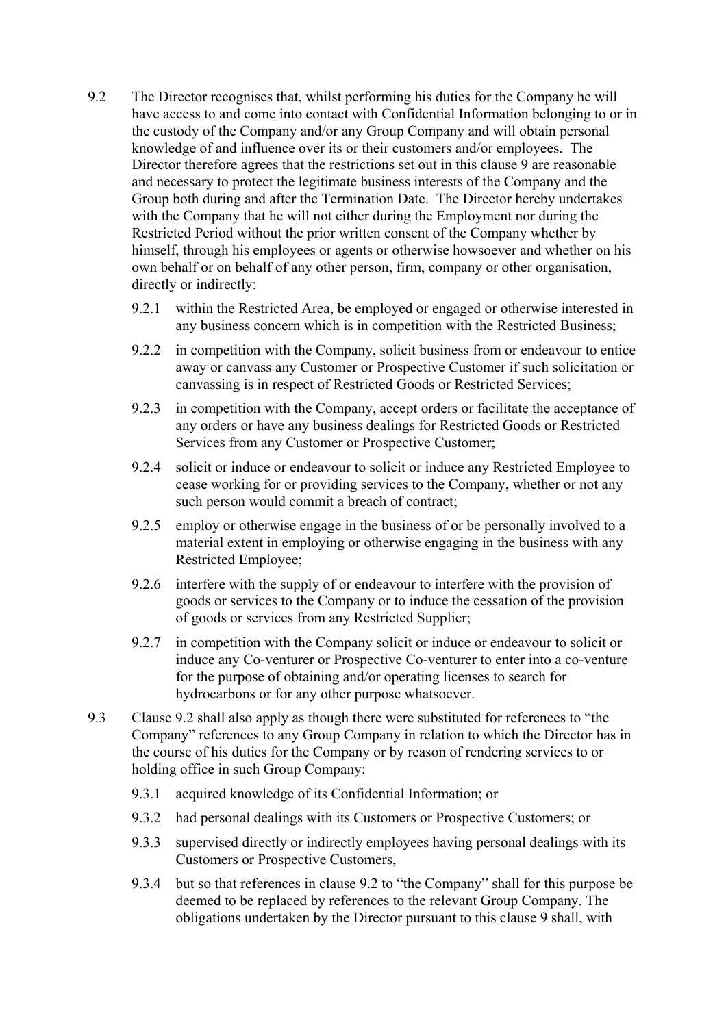9.2 The Director recognises that, whilst performing his duties for the Company he will have access to and come into contact with Confidential Information belonging to or in the custody of the Company and/or any Group Company and will obtain personal knowledge of and influence over its or their customers and/or employees. The Director therefore agrees that the restrictions set out in this clause 9 are reasonable and necessary to protect the legitimate business interests of the Company and the Group both during and after the Termination Date. The Director hereby undertakes with the Company that he will not either during the Employment nor during the Restricted Period without the prior written consent of the Company whether by himself, through his employees or agents or otherwise howsoever and whether on his own behalf or on behalf of any other person, firm, company or other organisation, directly or indirectly:

9.2.1 within the Restricted Area, be employed or engaged or otherwise interested in any business concern which is in competition with the Restricted Business;

9.2.2 in competition with the Company, solicit business from or endeavour to entice away or canvass any Customer or Prospective Customer if such solicitation or canvassing is in respect of Restricted Goods or Restricted Services;

9.2.3 in competition with the Company, accept orders or facilitate the acceptance of any orders or have any business dealings for Restricted Goods or Restricted Services from any Customer or Prospective Customer;

9.2.4 solicit or induce or endeavour to solicit or induce any Restricted Employee to cease working for or providing services to the Company, whether or not any such person would commit a breach of contract;

9.2.5 employ or otherwise engage in the business of or be personally involved to a material extent in employing or otherwise engaging in the business with any Restricted Employee;

9.2.6 interfere with the supply of or endeavour to interfere with the provision of goods or services to the Company or to induce the cessation of the provision of goods or services from any Restricted Supplier;

9.2.7 in competition with the Company solicit or induce or endeavour to solicit or induce any Co-venturer or Prospective Co-venturer to enter into a co-venture for the purpose of obtaining and/or operating licenses to search for hydrocarbons or for any other purpose whatsoever.

9.3 Clause 9.2 shall also apply as though there were substituted for references to "the Company" references to any Group Company in relation to which the Director has in the course of his duties for the Company or by reason of rendering services to or holding office in such Group Company:

9.3.1 acquired knowledge of its Confidential Information; or

9.3.2 had personal dealings with its Customers or Prospective Customers; or

9.3.3 supervised directly or indirectly employees having personal dealings with its Customers or Prospective Customers,

9.3.4 but so that references in clause 9.2 to "the Company" shall for this purpose be deemed to be replaced by references to the relevant Group Company. The obligations undertaken by the Director pursuant to this clause 9 shall, with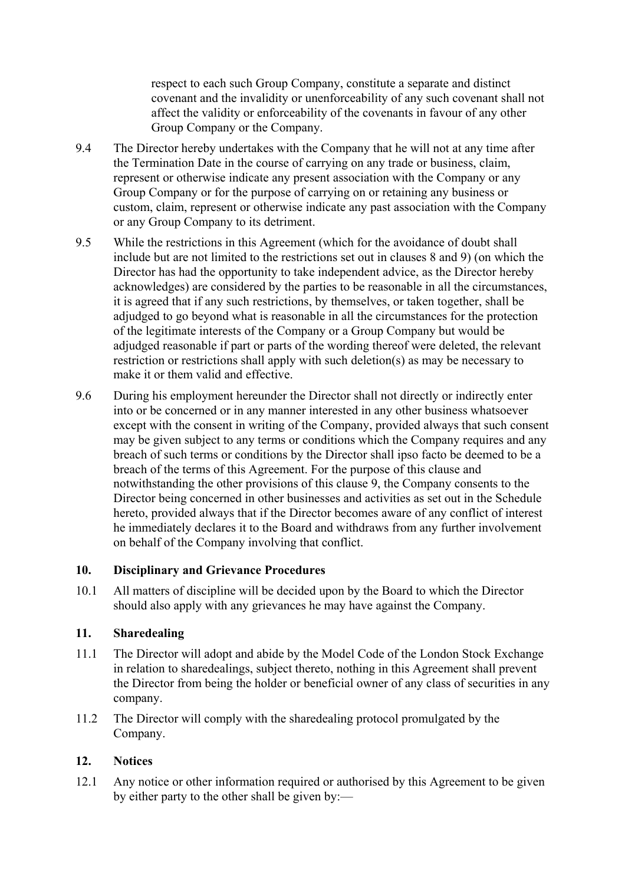respect to each such Group Company, constitute a separate and distinct covenant and the invalidity or unenforceability of any such covenant shall not affect the validity or enforceability of the covenants in favour of any other Group Company or the Company.

9.4 The Director hereby undertakes with the Company that he will not at any time after the Termination Date in the course of carrying on any trade or business, claim, represent or otherwise indicate any present association with the Company or any Group Company or for the purpose of carrying on or retaining any business or custom, claim, represent or otherwise indicate any past association with the Company or any Group Company to its detriment.

9.5 While the restrictions in this Agreement (which for the avoidance of doubt shall include but are not limited to the restrictions set out in clauses 8 and 9) (on which the Director has had the opportunity to take independent advice, as the Director hereby acknowledges) are considered by the parties to be reasonable in all the circumstances, it is agreed that if any such restrictions, by themselves, or taken together, shall be adjudged to go beyond what is reasonable in all the circumstances for the protection of the legitimate interests of the Company or a Group Company but would be adjudged reasonable if part or parts of the wording thereof were deleted, the relevant restriction or restrictions shall apply with such deletion(s) as may be necessary to make it or them valid and effective.

9.6 During his employment hereunder the Director shall not directly or indirectly enter into or be concerned or in any manner interested in any other business whatsoever except with the consent in writing of the Company, provided always that such consent may be given subject to any terms or conditions which the Company requires and any breach of such terms or conditions by the Director shall ipso facto be deemed to be a breach of the terms of this Agreement. For the purpose of this clause and notwithstanding the other provisions of this clause 9, the Company consents to the Director being concerned in other businesses and activities as set out in the Schedule hereto, provided always that if the Director becomes aware of any conflict of interest he immediately declares it to the Board and withdraws from any further involvement on behalf of the Company involving that conflict.

## 10. Disciplinary and Grievance Procedures

10.1 All matters of discipline will be decided upon by the Board to which the Director should also apply with any grievances he may have against the Company.

## 11. Sharedealing

11.1 The Director will adopt and abide by the Model Code of the London Stock Exchange in relation to sharedealings, subject thereto, nothing in this Agreement shall prevent the Director from being the holder or beneficial owner of any class of securities in any company.

11.2 The Director will comply with the sharedealing protocol promulgated by the Company.

## 12. Notices

12.1 Any notice or other information required or authorised by this Agreement to be given by either party to the other shall be given by:—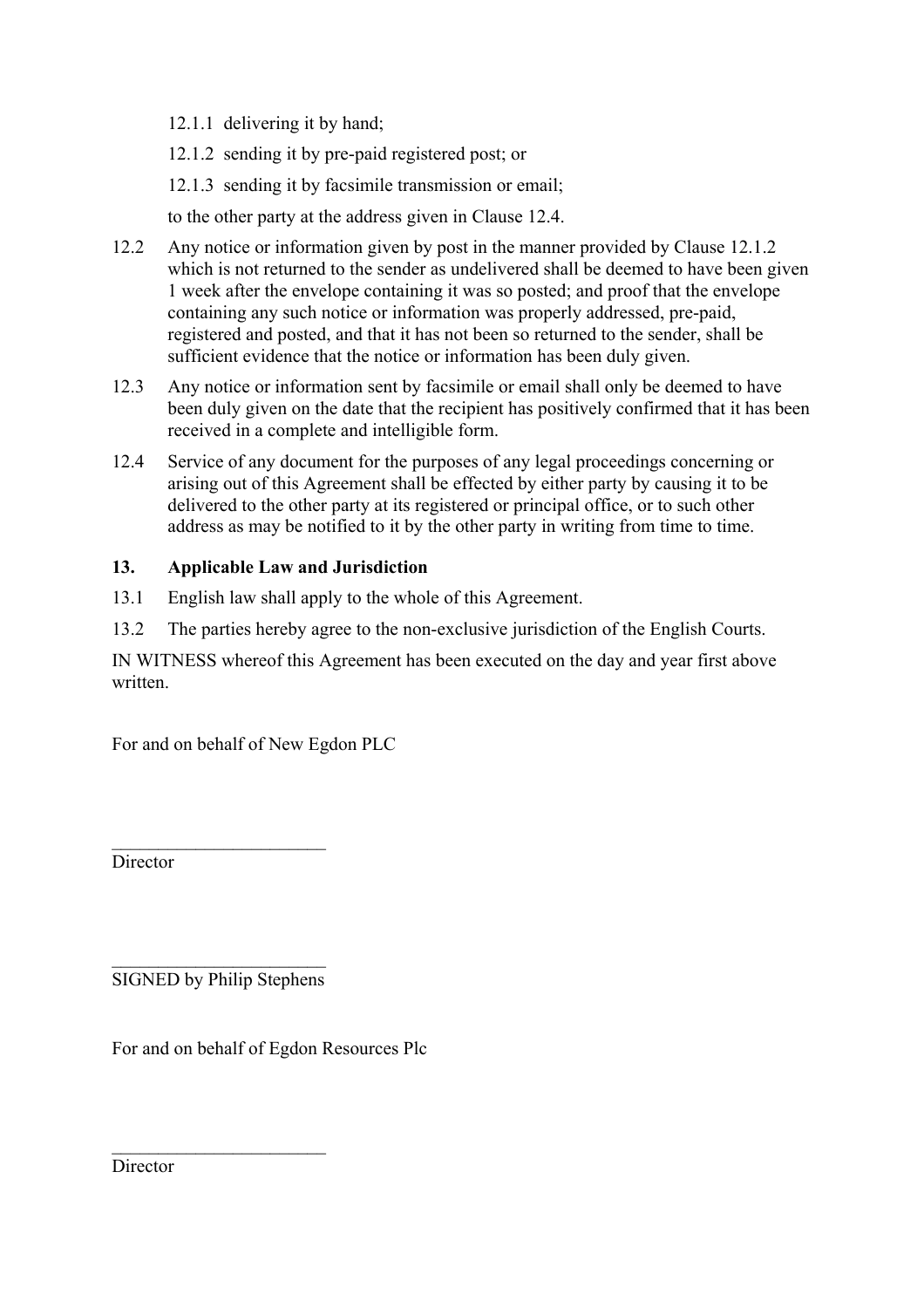12.1.1 delivering it by hand;

12.1.2 sending it by pre-paid registered post; or

12.1.3 sending it by facsimile transmission or email;

to the other party at the address given in Clause 12.4.

12.2 Any notice or information given by post in the manner provided by Clause 12.1.2 which is not returned to the sender as undelivered shall be deemed to have been given 1 week after the envelope containing it was so posted; and proof that the envelope containing any such notice or information was properly addressed, pre-paid, registered and posted, and that it has not been so returned to the sender, shall be sufficient evidence that the notice or information has been duly given.

12.3 Any notice or information sent by facsimile or email shall only be deemed to have been duly given on the date that the recipient has positively confirmed that it has been received in a complete and intelligible form.

12.4 Service of any document for the purposes of any legal proceedings concerning or arising out of this Agreement shall be effected by either party by causing it to be delivered to the other party at its registered or principal office, or to such other address as may be notified to it by the other party in writing from time to time.

**13. Applicable Law and Jurisdiction**

13.1 English law shall apply to the whole of this Agreement.

13.2 The parties hereby agree to the non-exclusive jurisdiction of the English Courts.

IN WITNESS whereof this Agreement has been executed on the day and year first above written.

For and on behalf of New Egdon PLC

_______________________
Director

_______________________
SIGNED by Philip Stephens

For and on behalf of Egdon Resources Plc

_______________________
Director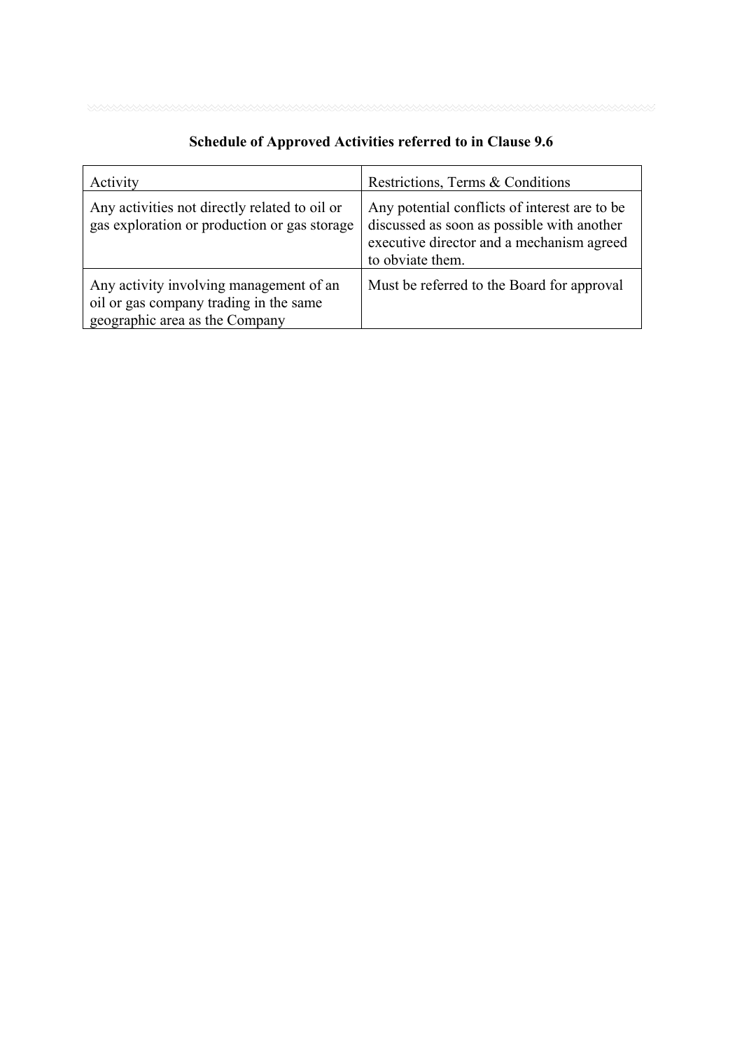**Schedule of Approved Activities referred to in Clause 9.6**

| Activity | Restrictions, Terms & Conditions |
|---|---|
| Any activities not directly related to oil or gas exploration or production or gas storage | Any potential conflicts of interest are to be discussed as soon as possible with another executive director and a mechanism agreed to obviate them. |
| Any activity involving management of an oil or gas company trading in the same geographic area as the Company | Must be referred to the Board for approval |